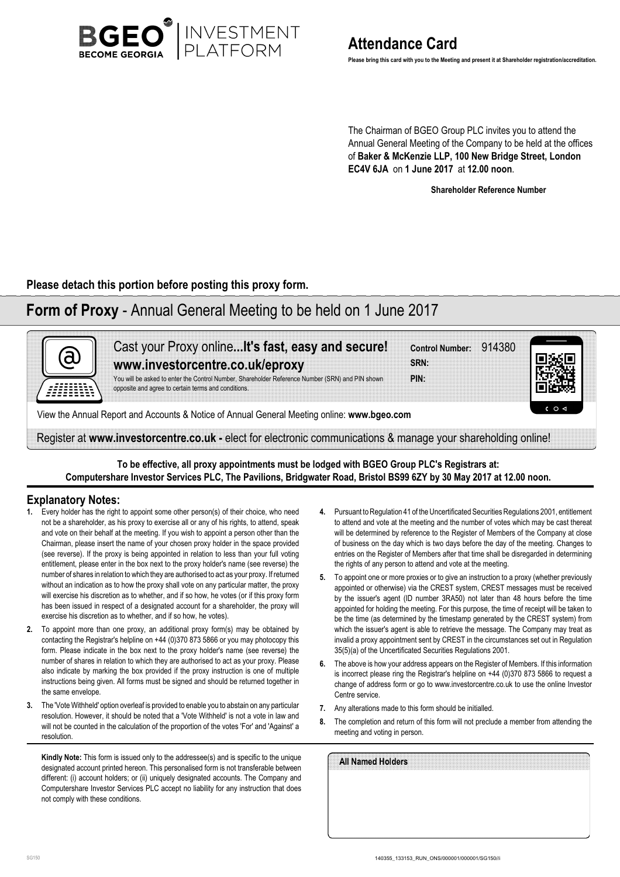BGEO INVESTMENT PLATFORM
BECOME GEORGIA

# Attendance Card

**Please bring this card with you to the Meeting and present it at Shareholder registration/accreditation.**

The Chairman of BGEO Group PLC invites you to attend the Annual General Meeting of the Company to be held at the offices of **Baker & McKenzie LLP, 100 New Bridge Street, London EC4V 6JA** on **1 June 2017** at **12.00 noon**.

**Shareholder Reference Number**

**Please detach this portion before posting this proxy form.**

## **Form of Proxy** - Annual General Meeting to be held on 1 June 2017

Cast your Proxy online**...It's fast, easy and secure!**
**www.investorcentre.co.uk/eproxy**

You will be asked to enter the Control Number, Shareholder Reference Number (SRN) and PIN shown opposite and agree to certain terms and conditions.

**Control Number:** 914380
**SRN:**
**PIN:**

View the Annual Report and Accounts & Notice of Annual General Meeting online: **www.bgeo.com**

Register at **www.investorcentre.co.uk -** elect for electronic communications & manage your shareholding online!

**To be effective, all proxy appointments must be lodged with BGEO Group PLC's Registrars at: Computershare Investor Services PLC, The Pavilions, Bridgwater Road, Bristol BS99 6ZY by 30 May 2017 at 12.00 noon.**

### Explanatory Notes:

1. Every holder has the right to appoint some other person(s) of their choice, who need not be a shareholder, as his proxy to exercise all or any of his rights, to attend, speak and vote on their behalf at the meeting. If you wish to appoint a person other than the Chairman, please insert the name of your chosen proxy holder in the space provided (see reverse). If the proxy is being appointed in relation to less than your full voting entitlement, please enter in the box next to the proxy holder's name (see reverse) the number of shares in relation to which they are authorised to act as your proxy. If returned without an indication as to how the proxy shall vote on any particular matter, the proxy will exercise his discretion as to whether, and if so how, he votes (or if this proxy form has been issued in respect of a designated account for a shareholder, the proxy will exercise his discretion as to whether, and if so how, he votes).
2. To appoint more than one proxy, an additional proxy form(s) may be obtained by contacting the Registrar's helpline on +44 (0)370 873 5866 or you may photocopy this form. Please indicate in the box next to the proxy holder's name (see reverse) the number of shares in relation to which they are authorised to act as your proxy. Please also indicate by marking the box provided if the proxy instruction is one of multiple instructions being given. All forms must be signed and should be returned together in the same envelope.
3. The 'Vote Withheld' option overleaf is provided to enable you to abstain on any particular resolution. However, it should be noted that a 'Vote Withheld' is not a vote in law and will not be counted in the calculation of the proportion of the votes 'For' and 'Against' a resolution.
4. Pursuant to Regulation 41 of the Uncertificated Securities Regulations 2001, entitlement to attend and vote at the meeting and the number of votes which may be cast thereat will be determined by reference to the Register of Members of the Company at close of business on the day which is two days before the day of the meeting. Changes to entries on the Register of Members after that time shall be disregarded in determining the rights of any person to attend and vote at the meeting.
5. To appoint one or more proxies or to give an instruction to a proxy (whether previously appointed or otherwise) via the CREST system, CREST messages must be received by the issuer's agent (ID number 3RA50) not later than 48 hours before the time appointed for holding the meeting. For this purpose, the time of receipt will be taken to be the time (as determined by the timestamp generated by the CREST system) from which the issuer's agent is able to retrieve the message. The Company may treat as invalid a proxy appointment sent by CREST in the circumstances set out in Regulation 35(5)(a) of the Uncertificated Securities Regulations 2001.
6. The above is how your address appears on the Register of Members. If this information is incorrect please ring the Registrar's helpline on +44 (0)370 873 5866 to request a change of address form or go to www.investorcentre.co.uk to use the online Investor Centre service.
7. Any alterations made to this form should be initialled.
8. The completion and return of this form will not preclude a member from attending the meeting and voting in person.

**Kindly Note:** This form is issued only to the addressee(s) and is specific to the unique designated account printed hereon. This personalised form is not transferable between different: (i) account holders; or (ii) uniquely designated accounts. The Company and Computershare Investor Services PLC accept no liability for any instruction that does not comply with these conditions.

**All Named Holders**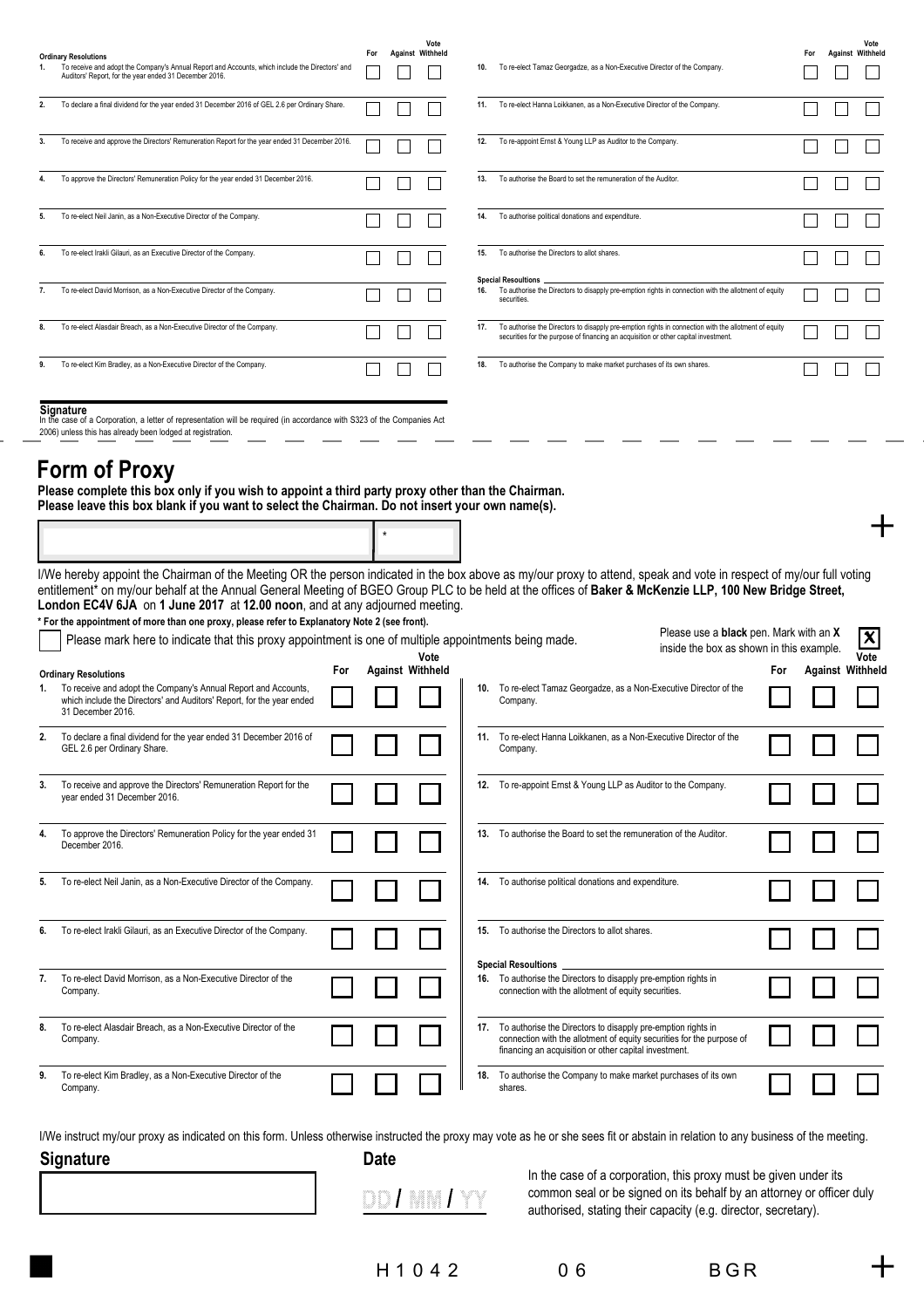| Ordinary Resolutions | For | Against | Vote Withheld |
|---|---|---|---|
| 1. To receive and adopt the Company's Annual Report and Accounts, which include the Directors' and Auditors' Report, for the year ended 31 December 2016. | ☐ | ☐ | ☐ |
| 2. To declare a final dividend for the year ended 31 December 2016 of GEL 2.6 per Ordinary Share. | ☐ | ☐ | ☐ |
| 3. To receive and approve the Directors' Remuneration Report for the year ended 31 December 2016. | ☐ | ☐ | ☐ |
| 4. To approve the Directors' Remuneration Policy for the year ended 31 December 2016. | ☐ | ☐ | ☐ |
| 5. To re-elect Neil Janin, as a Non-Executive Director of the Company. | ☐ | ☐ | ☐ |
| 6. To re-elect Irakli Gilauri, as an Executive Director of the Company. | ☐ | ☐ | ☐ |
| 7. To re-elect David Morrison, as a Non-Executive Director of the Company. | ☐ | ☐ | ☐ |
| 8. To re-elect Alasdair Breach, as a Non-Executive Director of the Company. | ☐ | ☐ | ☐ |
| 9. To re-elect Kim Bradley, as a Non-Executive Director of the Company. | ☐ | ☐ | ☐ |
| 10. To re-elect Tamaz Georgadze, as a Non-Executive Director of the Company. | ☐ | ☐ | ☐ |
| 11. To re-elect Hanna Loikkanen, as a Non-Executive Director of the Company. | ☐ | ☐ | ☐ |
| 12. To re-appoint Ernst & Young LLP as Auditor to the Company. | ☐ | ☐ | ☐ |
| 13. To authorise the Board to set the remuneration of the Auditor. | ☐ | ☐ | ☐ |
| 14. To authorise political donations and expenditure. | ☐ | ☐ | ☐ |
| 15. To authorise the Directors to allot shares. | ☐ | ☐ | ☐ |
| **Special Resoultions** | | | |
| 16. To authorise the Directors to disapply pre-emption rights in connection with the allotment of equity securities. | ☐ | ☐ | ☐ |
| 17. To authorise the Directors to disapply pre-emption rights in connection with the allotment of equity securities for the purpose of financing an acquisition or other capital investment. | ☐ | ☐ | ☐ |
| 18. To authorise the Company to make market purchases of its own shares. | ☐ | ☐ | ☐ |

**Signature**

In the case of a Corporation, a letter of representation will be required (in accordance with S323 of the Companies Act 2006) unless this has already been lodged at registration.

# Form of Proxy

**Please complete this box only if you wish to appoint a third party proxy other than the Chairman.**
**Please leave this box blank if you want to select the Chairman. Do not insert your own name(s).**

[ ] *

I/We hereby appoint the Chairman of the Meeting OR the person indicated in the box above as my/our proxy to attend, speak and vote in respect of my/our full voting entitlement* on my/our behalf at the Annual General Meeting of BGEO Group PLC to be held at the offices of **Baker & McKenzie LLP, 100 New Bridge Street, London EC4V 6JA** on **1 June 2017** at **12.00 noon**, and at any adjourned meeting.

**\* For the appointment of more than one proxy, please refer to Explanatory Note 2 (see front).**

☐ Please mark here to indicate that this proxy appointment is one of multiple appointments being made.

Please use a **black** pen. Mark with an **X** inside the box as shown in this example. ☒

| Ordinary Resolutions | For | Against | Vote Withheld |
|---|---|---|---|
| 1. To receive and adopt the Company's Annual Report and Accounts, which include the Directors' and Auditors' Report, for the year ended 31 December 2016. | ☐ | ☐ | ☐ |
| 2. To declare a final dividend for the year ended 31 December 2016 of GEL 2.6 per Ordinary Share. | ☐ | ☐ | ☐ |
| 3. To receive and approve the Directors' Remuneration Report for the year ended 31 December 2016. | ☐ | ☐ | ☐ |
| 4. To approve the Directors' Remuneration Policy for the year ended 31 December 2016. | ☐ | ☐ | ☐ |
| 5. To re-elect Neil Janin, as a Non-Executive Director of the Company. | ☐ | ☐ | ☐ |
| 6. To re-elect Irakli Gilauri, as an Executive Director of the Company. | ☐ | ☐ | ☐ |
| 7. To re-elect David Morrison, as a Non-Executive Director of the Company. | ☐ | ☐ | ☐ |
| 8. To re-elect Alasdair Breach, as a Non-Executive Director of the Company. | ☐ | ☐ | ☐ |
| 9. To re-elect Kim Bradley, as a Non-Executive Director of the Company. | ☐ | ☐ | ☐ |
| 10. To re-elect Tamaz Georgadze, as a Non-Executive Director of the Company. | ☐ | ☐ | ☐ |
| 11. To re-elect Hanna Loikkanen, as a Non-Executive Director of the Company. | ☐ | ☐ | ☐ |
| 12. To re-appoint Ernst & Young LLP as Auditor to the Company. | ☐ | ☐ | ☐ |
| 13. To authorise the Board to set the remuneration of the Auditor. | ☐ | ☐ | ☐ |
| 14. To authorise political donations and expenditure. | ☐ | ☐ | ☐ |
| 15. To authorise the Directors to allot shares. | ☐ | ☐ | ☐ |
| **Special Resoultions** | | | |
| 16. To authorise the Directors to disapply pre-emption rights in connection with the allotment of equity securities. | ☐ | ☐ | ☐ |
| 17. To authorise the Directors to disapply pre-emption rights in connection with the allotment of equity securities for the purpose of financing an acquisition or other capital investment. | ☐ | ☐ | ☐ |
| 18. To authorise the Company to make market purchases of its own shares. | ☐ | ☐ | ☐ |

I/We instruct my/our proxy as indicated on this form. Unless otherwise instructed the proxy may vote as he or she sees fit or abstain in relation to any business of the meeting.

**Signature**

**Date**

DD / MM / YY

In the case of a corporation, this proxy must be given under its common seal or be signed on its behalf by an attorney or officer duly authorised, stating their capacity (e.g. director, secretary).

H1042 06 BGR